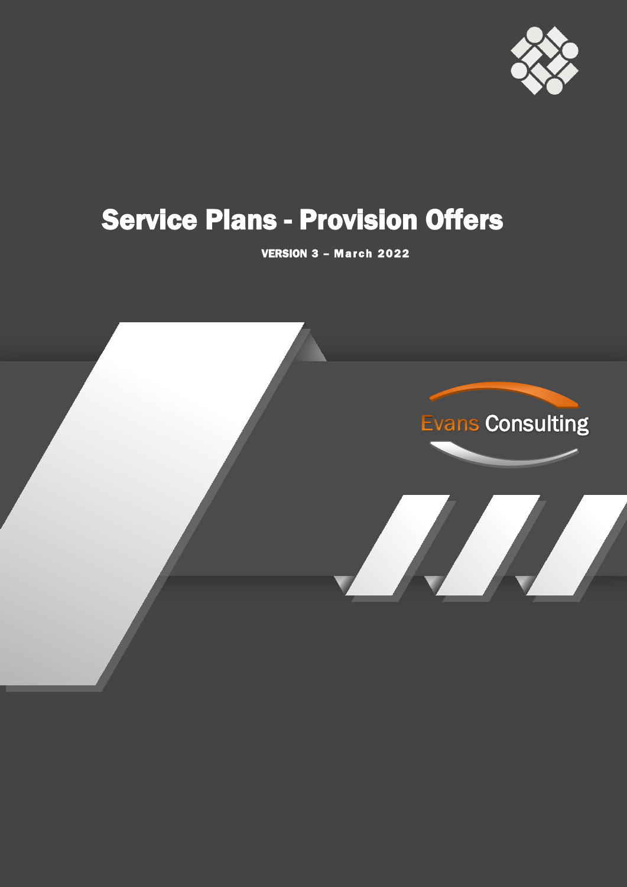# Service Plans - Provision Offers

VERSION 3 – March 2022

Evans Consulting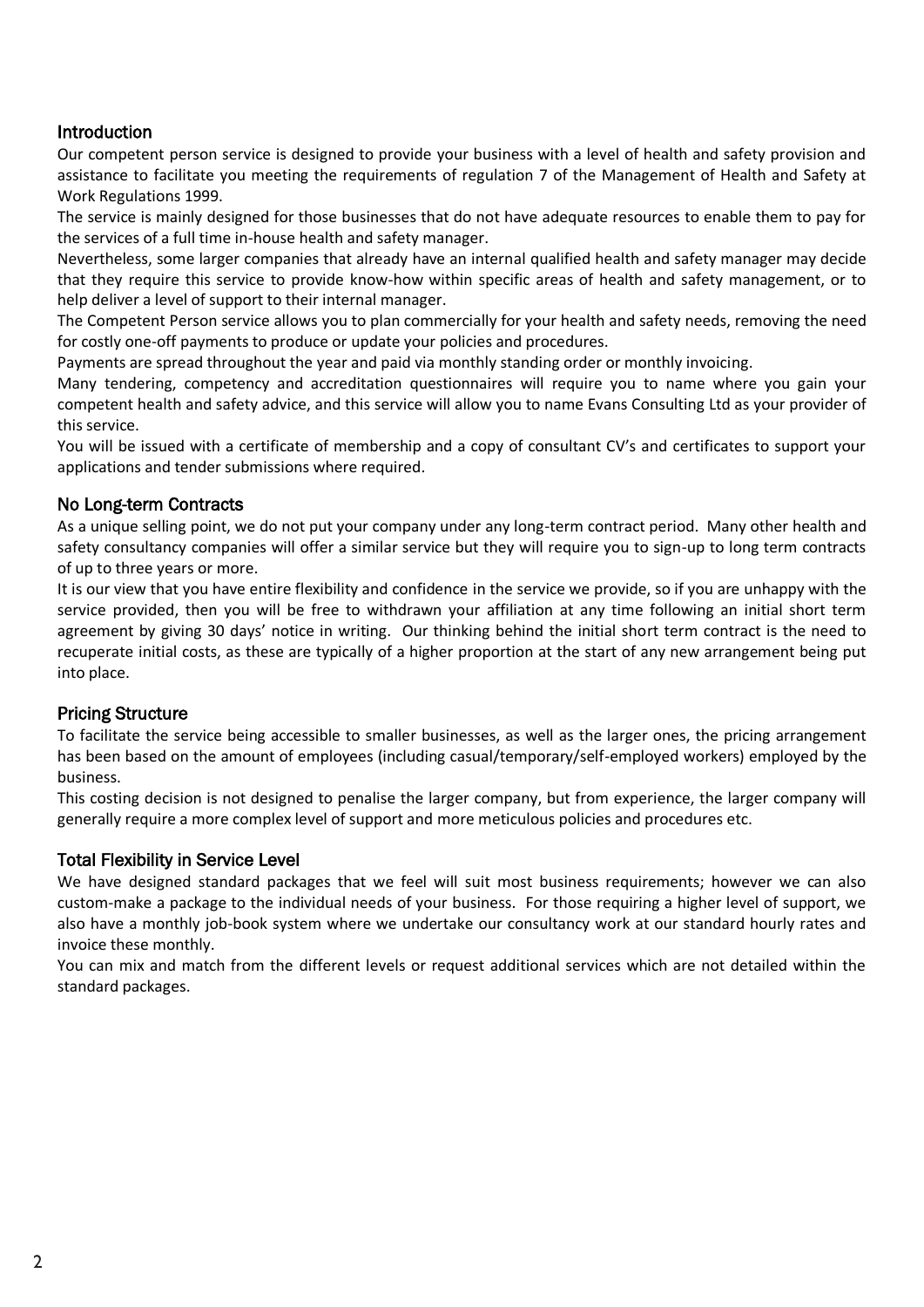## Introduction

Our competent person service is designed to provide your business with a level of health and safety provision and assistance to facilitate you meeting the requirements of regulation 7 of the Management of Health and Safety at Work Regulations 1999.

The service is mainly designed for those businesses that do not have adequate resources to enable them to pay for the services of a full time in-house health and safety manager.

Nevertheless, some larger companies that already have an internal qualified health and safety manager may decide that they require this service to provide know-how within specific areas of health and safety management, or to help deliver a level of support to their internal manager.

The Competent Person service allows you to plan commercially for your health and safety needs, removing the need for costly one-off payments to produce or update your policies and procedures.

Payments are spread throughout the year and paid via monthly standing order or monthly invoicing.

Many tendering, competency and accreditation questionnaires will require you to name where you gain your competent health and safety advice, and this service will allow you to name Evans Consulting Ltd as your provider of this service.

You will be issued with a certificate of membership and a copy of consultant CV's and certificates to support your applications and tender submissions where required.

## No Long-term Contracts

As a unique selling point, we do not put your company under any long-term contract period. Many other health and safety consultancy companies will offer a similar service but they will require you to sign-up to long term contracts of up to three years or more.

It is our view that you have entire flexibility and confidence in the service we provide, so if you are unhappy with the service provided, then you will be free to withdrawn your affiliation at any time following an initial short term agreement by giving 30 days' notice in writing. Our thinking behind the initial short term contract is the need to recuperate initial costs, as these are typically of a higher proportion at the start of any new arrangement being put into place.

## Pricing Structure

To facilitate the service being accessible to smaller businesses, as well as the larger ones, the pricing arrangement has been based on the amount of employees (including casual/temporary/self-employed workers) employed by the business.

This costing decision is not designed to penalise the larger company, but from experience, the larger company will generally require a more complex level of support and more meticulous policies and procedures etc.

## Total Flexibility in Service Level

We have designed standard packages that we feel will suit most business requirements; however we can also custom-make a package to the individual needs of your business. For those requiring a higher level of support, we also have a monthly job-book system where we undertake our consultancy work at our standard hourly rates and invoice these monthly.

You can mix and match from the different levels or request additional services which are not detailed within the standard packages.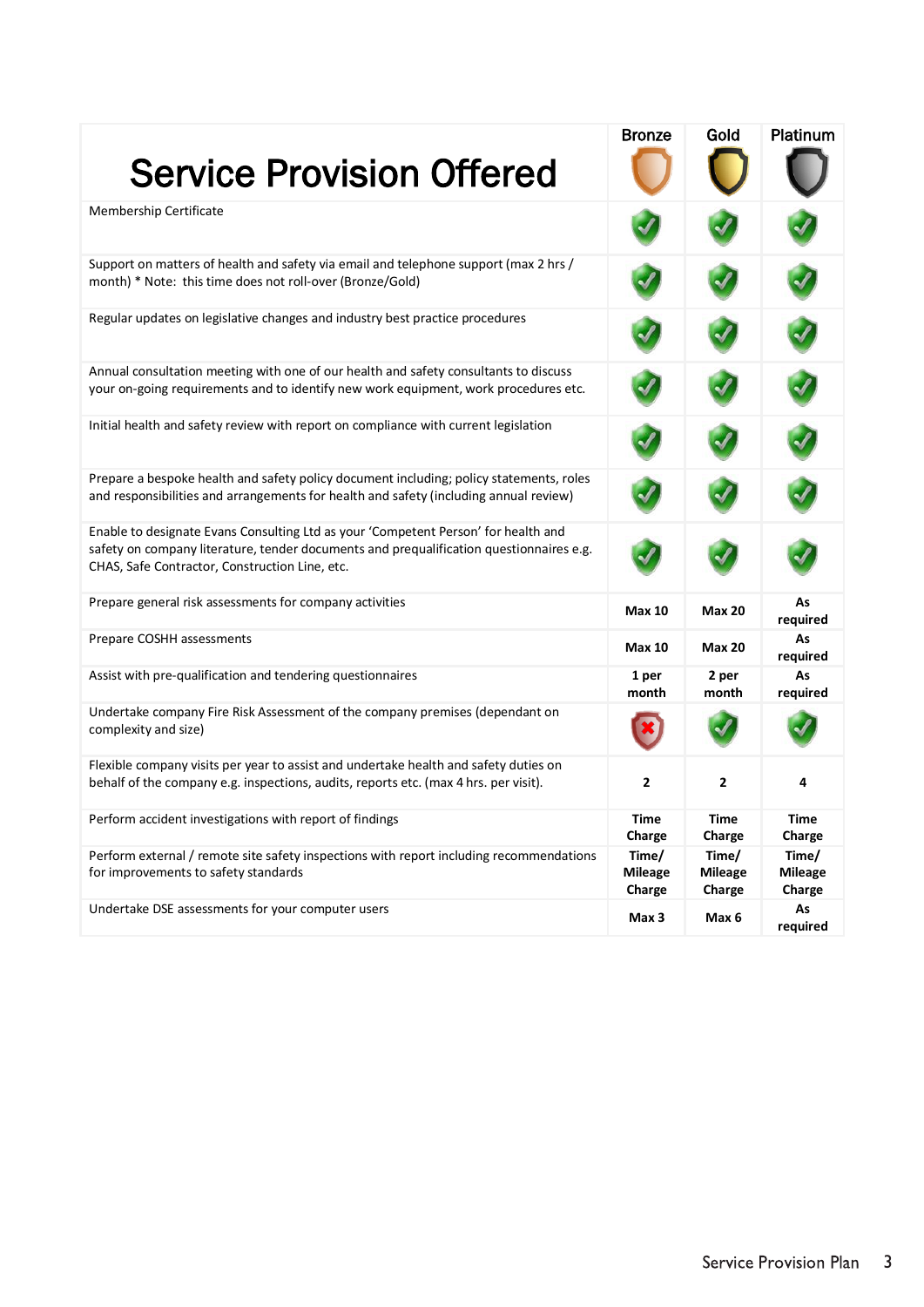| Service Provision Offered | Bronze | Gold | Platinum |
|---|---|---|---|
| Membership Certificate | ✓ | ✓ | ✓ |
| Support on matters of health and safety via email and telephone support (max 2 hrs / month) * Note: this time does not roll-over (Bronze/Gold) | ✓ | ✓ | ✓ |
| Regular updates on legislative changes and industry best practice procedures | ✓ | ✓ | ✓ |
| Annual consultation meeting with one of our health and safety consultants to discuss your on-going requirements and to identify new work equipment, work procedures etc. | ✓ | ✓ | ✓ |
| Initial health and safety review with report on compliance with current legislation | ✓ | ✓ | ✓ |
| Prepare a bespoke health and safety policy document including; policy statements, roles and responsibilities and arrangements for health and safety (including annual review) | ✓ | ✓ | ✓ |
| Enable to designate Evans Consulting Ltd as your 'Competent Person' for health and safety on company literature, tender documents and prequalification questionnaires e.g. CHAS, Safe Contractor, Construction Line, etc. | ✓ | ✓ | ✓ |
| Prepare general risk assessments for company activities | **Max 10** | **Max 20** | **As required** |
| Prepare COSHH assessments | **Max 10** | **Max 20** | **As required** |
| Assist with pre-qualification and tendering questionnaires | **1 per month** | **2 per month** | **As required** |
| Undertake company Fire Risk Assessment of the company premises (dependant on complexity and size) | ✗ | ✓ | ✓ |
| Flexible company visits per year to assist and undertake health and safety duties on behalf of the company e.g. inspections, audits, reports etc. (max 4 hrs. per visit). | **2** | **2** | **4** |
| Perform accident investigations with report of findings | **Time Charge** | **Time Charge** | **Time Charge** |
| Perform external / remote site safety inspections with report including recommendations for improvements to safety standards | **Time/ Mileage Charge** | **Time/ Mileage Charge** | **Time/ Mileage Charge** |
| Undertake DSE assessments for your computer users | **Max 3** | **Max 6** | **As required** |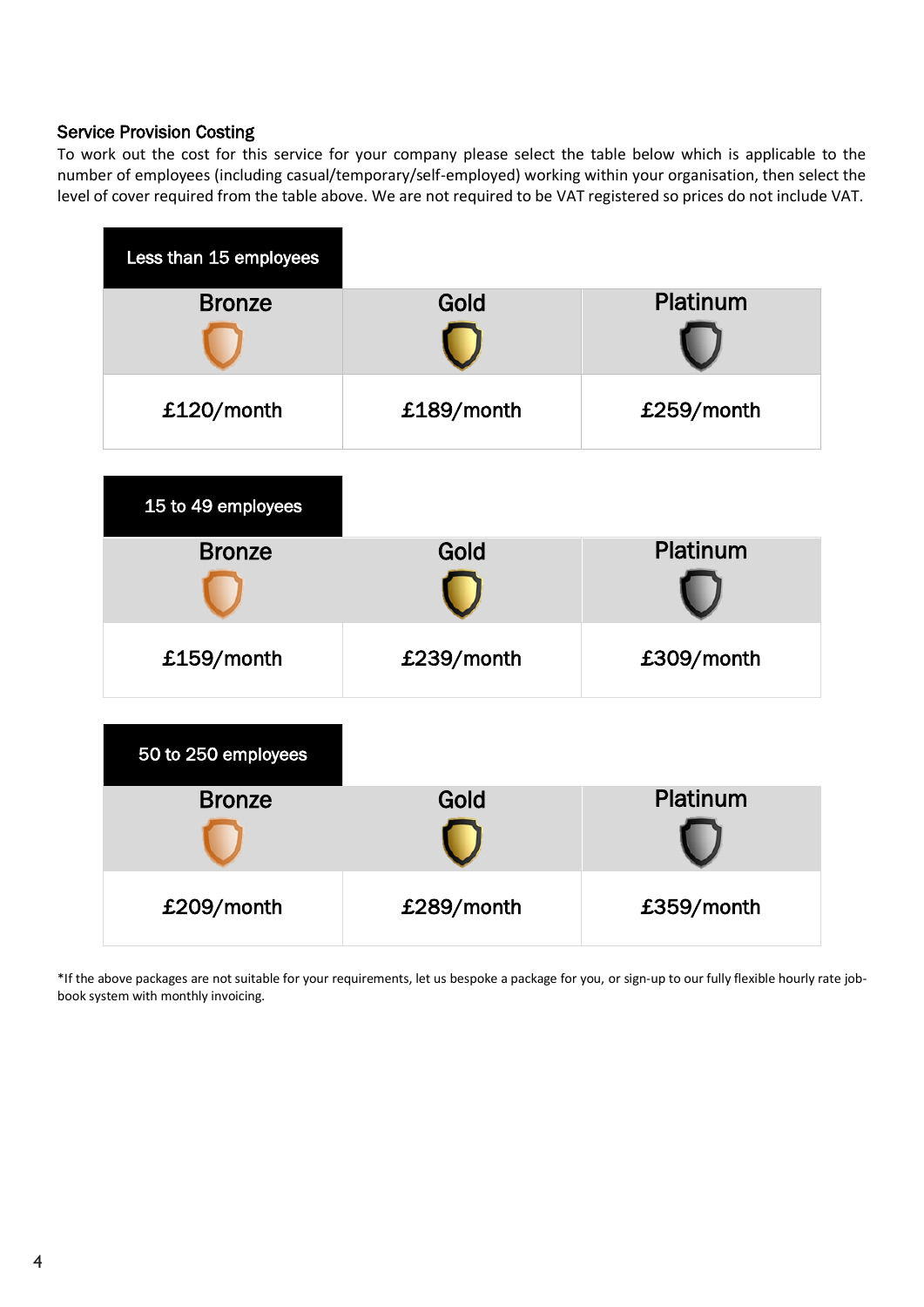## Service Provision Costing

To work out the cost for this service for your company please select the table below which is applicable to the number of employees (including casual/temporary/self-employed) working within your organisation, then select the level of cover required from the table above. We are not required to be VAT registered so prices do not include VAT.

**Less than 15 employees**

| Bronze | Gold | Platinum |
|---|---|---|
| £120/month | £189/month | £259/month |

**15 to 49 employees**

| Bronze | Gold | Platinum |
|---|---|---|
| £159/month | £239/month | £309/month |

**50 to 250 employees**

| Bronze | Gold | Platinum |
|---|---|---|
| £209/month | £289/month | £359/month |

*If the above packages are not suitable for your requirements, let us bespoke a package for you, or sign-up to our fully flexible hourly rate job-book system with monthly invoicing.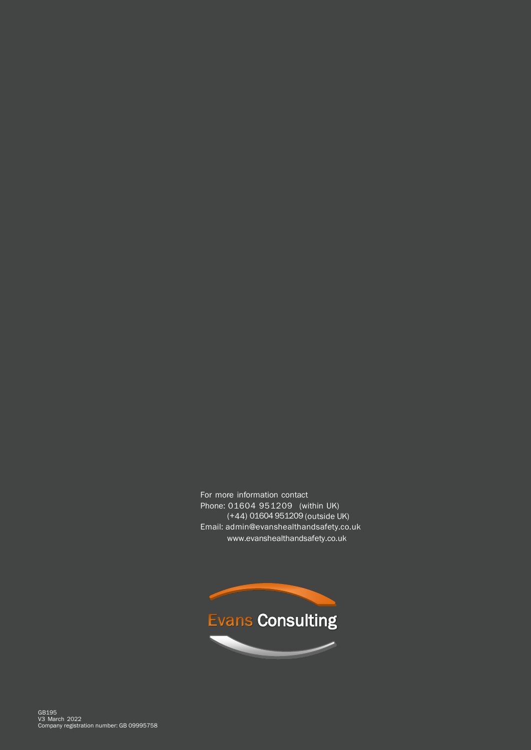For more information contact
Phone: 01604 951209 (within UK)
(+44) 01604 951209 (outside UK)
Email: admin@evanshealthandsafety.co.uk
www.evanshealthandsafety.co.uk

Evans Consulting

GB195
V3 March 2022
Company registration number: GB 09995758